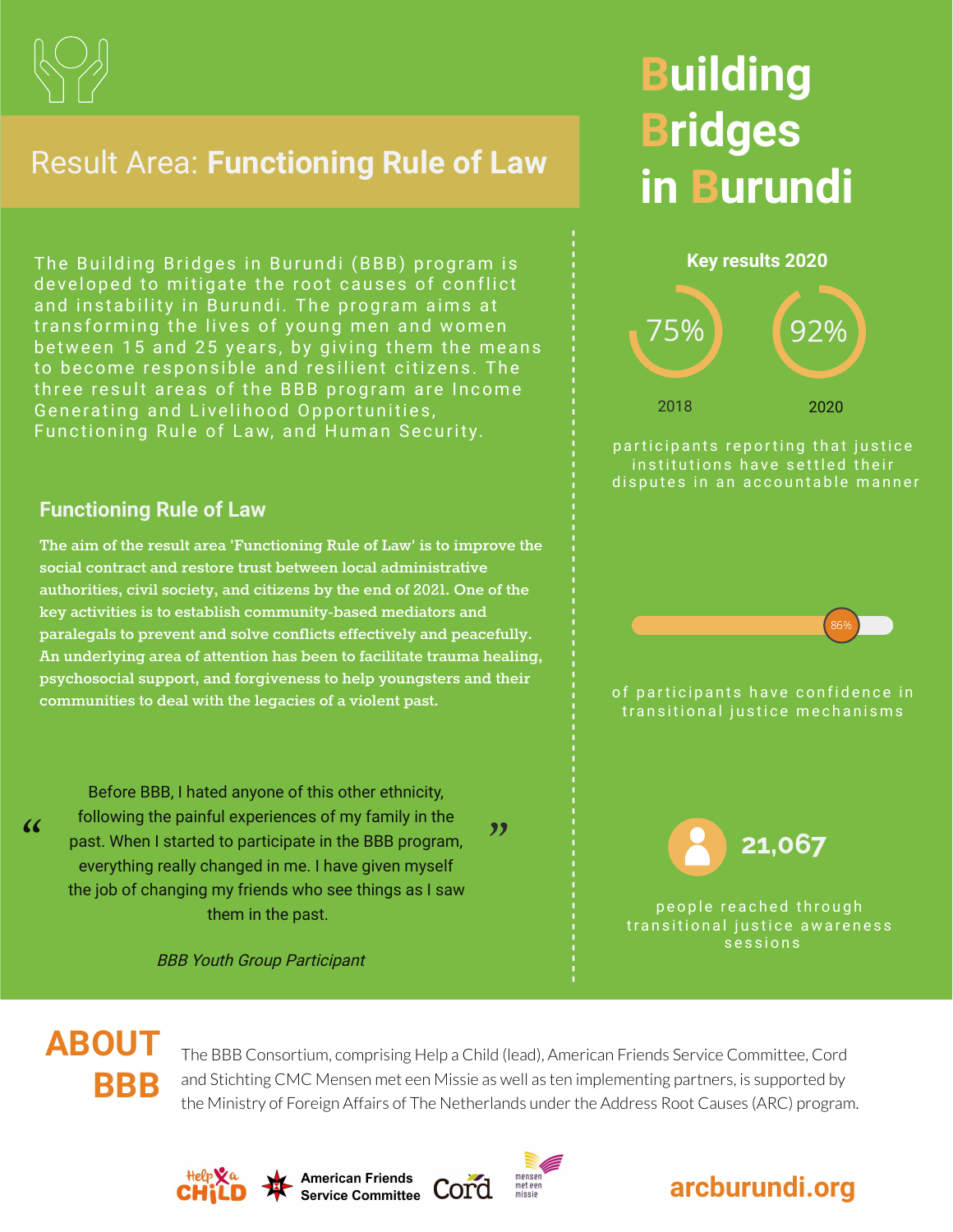# Building Bridges in Burundi

## Result Area: **Functioning Rule of Law**

The Building Bridges in Burundi (BBB) program is developed to mitigate the root causes of conflict and instability in Burundi. The program aims at transforming the lives of young men and women between 15 and 25 years, by giving them the means to become responsible and resilient citizens. The three result areas of the BBB program are Income Generating and Livelihood Opportunities, Functioning Rule of Law, and Human Security.

### Functioning Rule of Law

The aim of the result area 'Functioning Rule of Law' is to improve the social contract and restore trust between local administrative authorities, civil society, and citizens by the end of 2021. One of the key activities is to establish community-based mediators and paralegals to prevent and solve conflicts effectively and peacefully. An underlying area of attention has been to facilitate trauma healing, psychosocial support, and forgiveness to help youngsters and their communities to deal with the legacies of a violent past.

> “Before BBB, I hated anyone of this other ethnicity, following the painful experiences of my family in the past. When I started to participate in the BBB program, everything really changed in me. I have given myself the job of changing my friends who see things as I saw them in the past.”
>
> *BBB Youth Group Participant*

### Key results 2020

| 2018 | 2020 |
| --- | --- |
| 75% | 92% |

participants reporting that justice institutions have settled their disputes in an accountable manner

**86%** of participants have confidence in transitional justice mechanisms

**21,067** people reached through transitional justice awareness sessions

## ABOUT BBB

The BBB Consortium, comprising Help a Child (lead), American Friends Service Committee, Cord and Stichting CMC Mensen met een Missie as well as ten implementing partners, is supported by the Ministry of Foreign Affairs of The Netherlands under the Address Root Causes (ARC) program.

Help a Child | American Friends Service Committee | Cord | mensen met een missie

**arcburundi.org**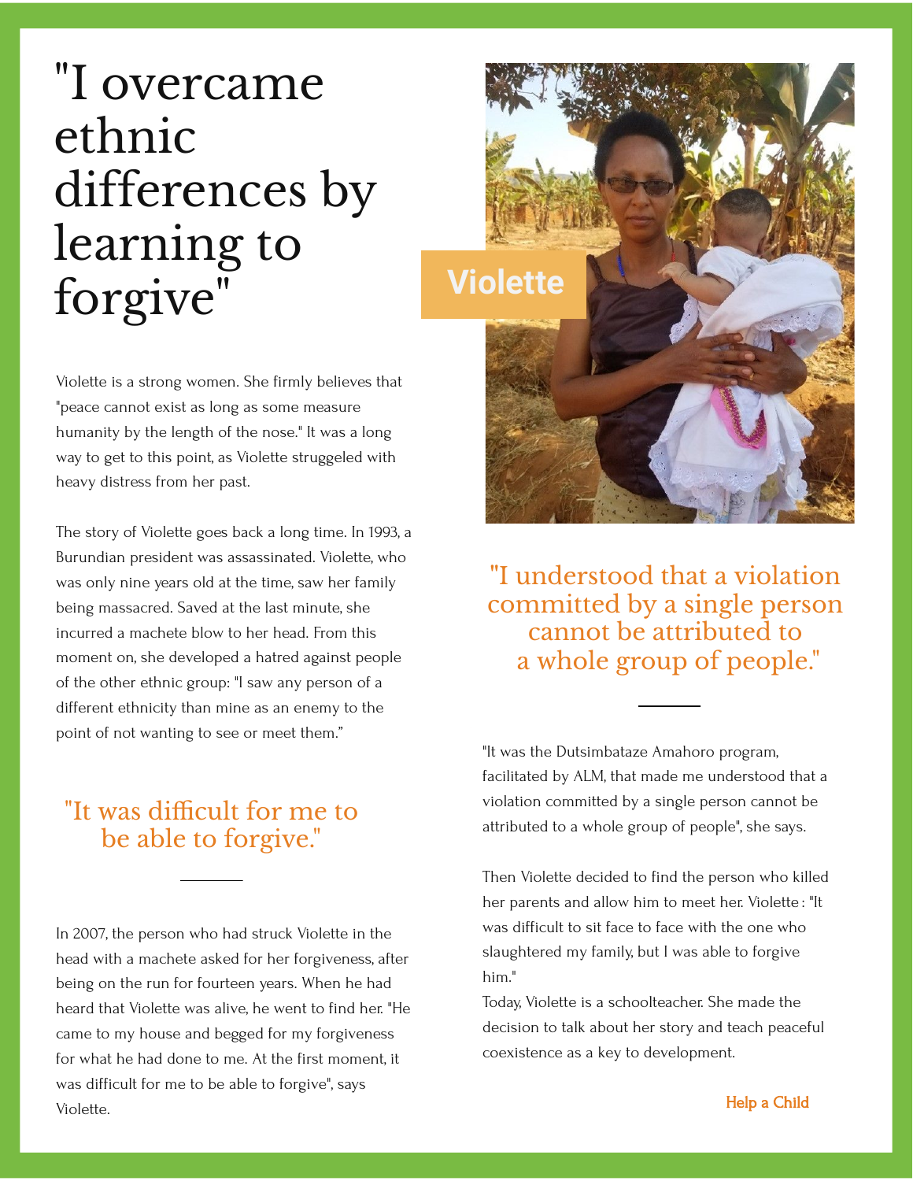# "I overcame ethnic differences by learning to forgive"

Violette

Violette is a strong women. She firmly believes that "peace cannot exist as long as some measure humanity by the length of the nose." It was a long way to get to this point, as Violette struggeled with heavy distress from her past.

The story of Violette goes back a long time. In 1993, a Burundian president was assassinated. Violette, who was only nine years old at the time, saw her family being massacred. Saved at the last minute, she incurred a machete blow to her head. From this moment on, she developed a hatred against people of the other ethnic group: "I saw any person of a different ethnicity than mine as an enemy to the point of not wanting to see or meet them."

> "It was difficult for me to be able to forgive."

In 2007, the person who had struck Violette in the head with a machete asked for her forgiveness, after being on the run for fourteen years. When he had heard that Violette was alive, he went to find her. "He came to my house and begged for my forgiveness for what he had done to me. At the first moment, it was difficult for me to be able to forgive", says Violette.

> "I understood that a violation committed by a single person cannot be attributed to a whole group of people."

"It was the Dutsimbataze Amahoro program, facilitated by ALM, that made me understood that a violation committed by a single person cannot be attributed to a whole group of people", she says.

Then Violette decided to find the person who killed her parents and allow him to meet her. Violette : "It was difficult to sit face to face with the one who slaughtered my family, but I was able to forgive him."

Today, Violette is a schoolteacher. She made the decision to talk about her story and teach peaceful coexistence as a key to development.

Help a Child